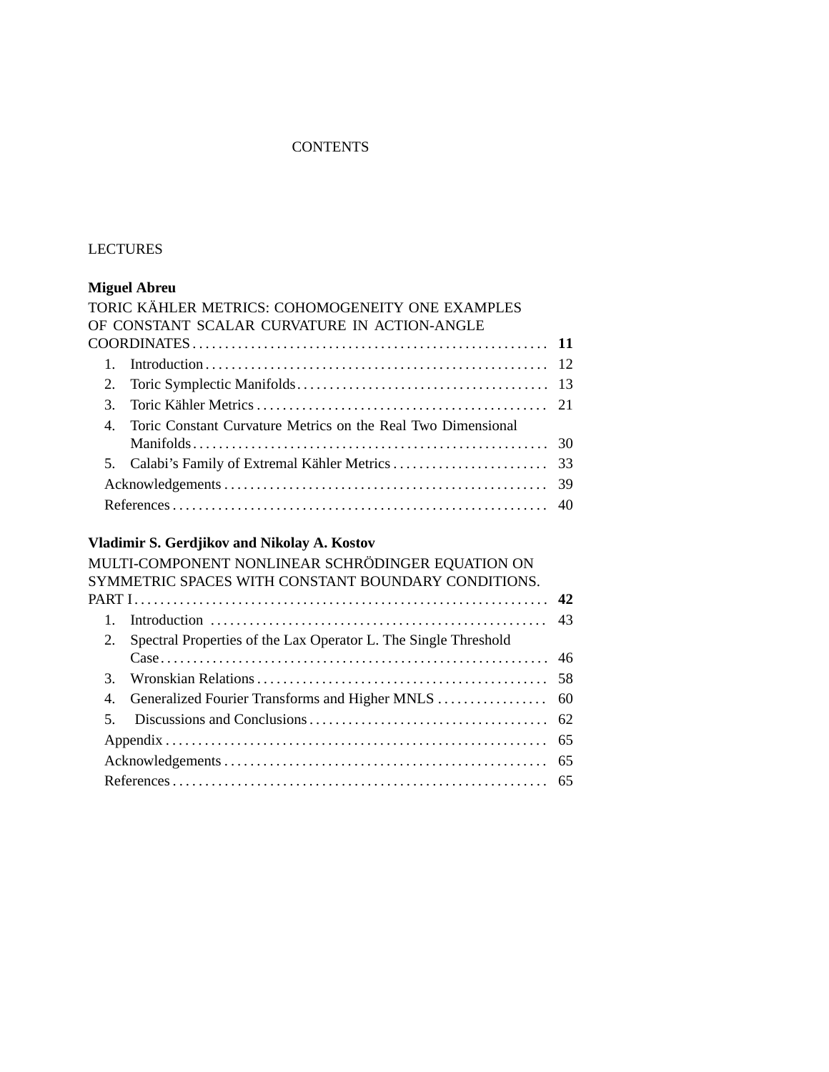# CONTENTS

## LECTURES

**Miguel Abreu**

TORIC KÄHLER METRICS: COHOMOGENEITY ONE EXAMPLES OF CONSTANT SCALAR CURVATURE IN ACTION-ANGLE COORDINATES ..... **11**

1. Introduction ..... 12
2. Toric Symplectic Manifolds ..... 13
3. Toric Kähler Metrics ..... 21
4. Toric Constant Curvature Metrics on the Real Two Dimensional Manifolds ..... 30
5. Calabi's Family of Extremal Kähler Metrics ..... 33

Acknowledgements ..... 39

References ..... 40

**Vladimir S. Gerdjikov and Nikolay A. Kostov**

MULTI-COMPONENT NONLINEAR SCHRÖDINGER EQUATION ON SYMMETRIC SPACES WITH CONSTANT BOUNDARY CONDITIONS. PART I ..... **42**

1. Introduction ..... 43
2. Spectral Properties of the Lax Operator L. The Single Threshold Case ..... 46
3. Wronskian Relations ..... 58
4. Generalized Fourier Transforms and Higher MNLS ..... 60
5. Discussions and Conclusions ..... 62

Appendix ..... 65

Acknowledgements ..... 65

References ..... 65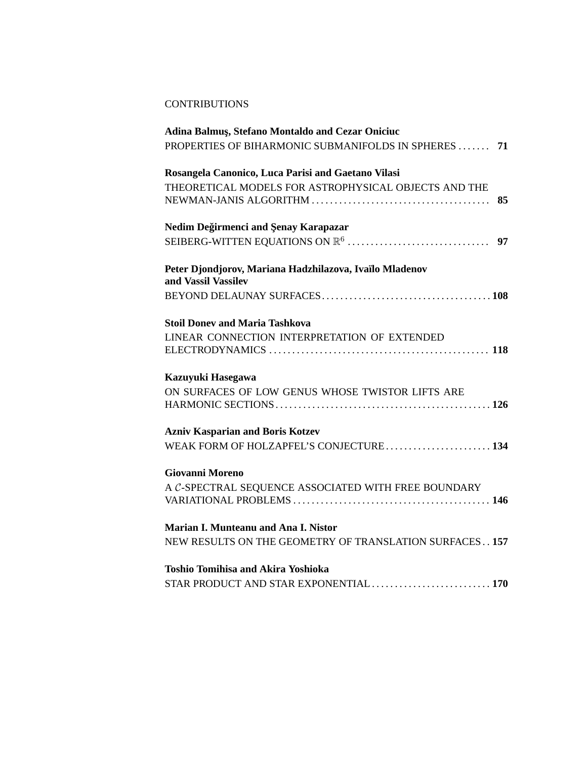CONTRIBUTIONS

**Adina Balmuş, Stefano Montaldo and Cezar Oniciuc**
PROPERTIES OF BIHARMONIC SUBMANIFOLDS IN SPHERES ....... **71**

**Rosangela Canonico, Luca Parisi and Gaetano Vilasi**
THEORETICAL MODELS FOR ASTROPHYSICAL OBJECTS AND THE NEWMAN-JANIS ALGORITHM ....................................... **85**

**Nedim Değirmenci and Şenay Karapazar**
SEIBERG-WITTEN EQUATIONS ON $\mathbb{R}^6$ ............................... **97**

**Peter Djondjorov, Mariana Hadzhilazova, Ivaïlo Mladenov and Vassil Vassilev**
BEYOND DELAUNAY SURFACES..................................... **108**

**Stoil Donev and Maria Tashkova**
LINEAR CONNECTION INTERPRETATION OF EXTENDED ELECTRODYNAMICS ................................................ **118**

**Kazuyuki Hasegawa**
ON SURFACES OF LOW GENUS WHOSE TWISTOR LIFTS ARE HARMONIC SECTIONS............................................... **126**

**Azniv Kasparian and Boris Kotzev**
WEAK FORM OF HOLZAPFEL'S CONJECTURE....................... **134**

**Giovanni Moreno**
A $\mathcal{C}$-SPECTRAL SEQUENCE ASSOCIATED WITH FREE BOUNDARY VARIATIONAL PROBLEMS ........................................... **146**

**Marian I. Munteanu and Ana I. Nistor**
NEW RESULTS ON THE GEOMETRY OF TRANSLATION SURFACES . . **157**

**Toshio Tomihisa and Akira Yoshioka**
STAR PRODUCT AND STAR EXPONENTIAL.......................... **170**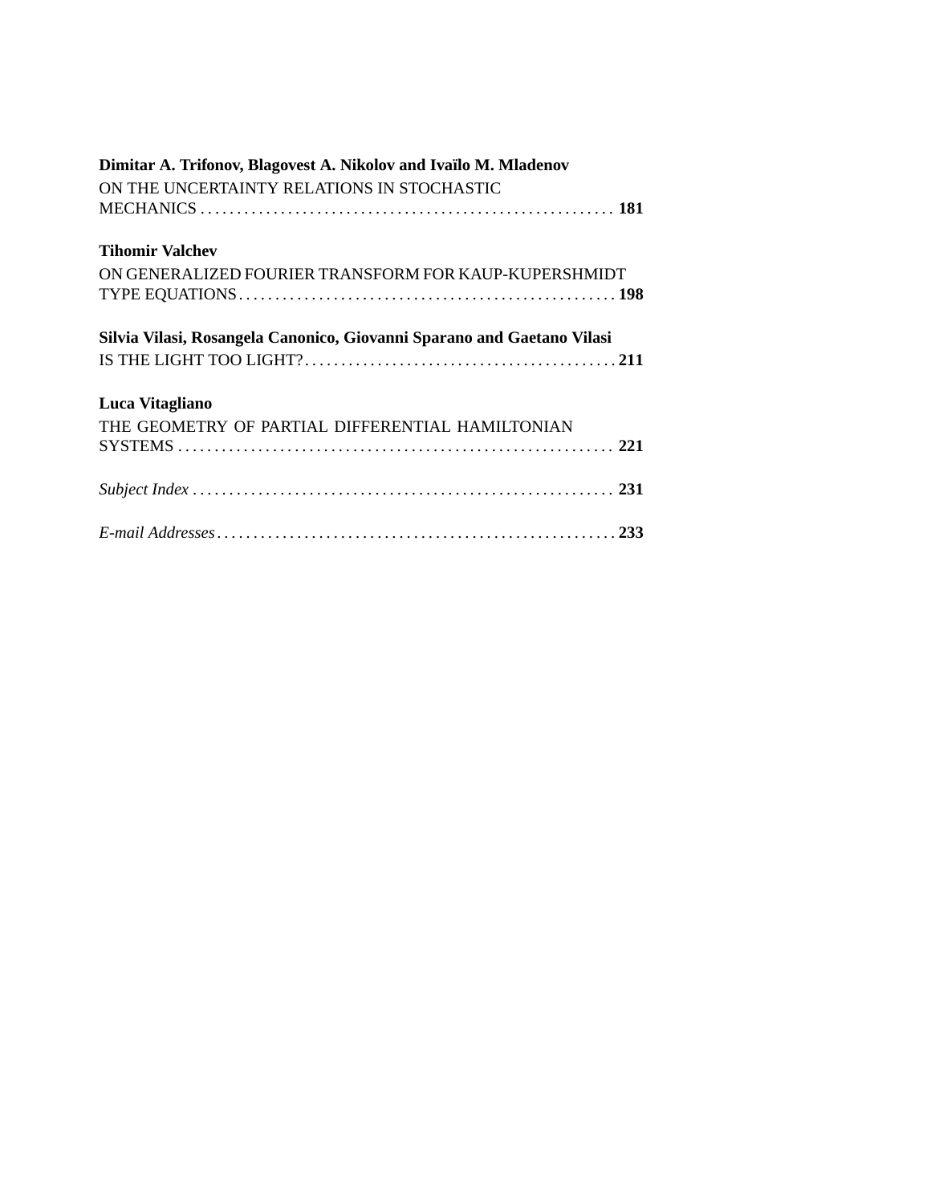**Dimitar A. Trifonov, Blagovest A. Nikolov and Ivaïlo M. Mladenov**
ON THE UNCERTAINTY RELATIONS IN STOCHASTIC MECHANICS . . . . . . . . . . . . . . . . . . . . . . . . . . . . . . . . . . . . . . . . . . . . . . . . . . . . . . . **181**

**Tihomir Valchev**
ON GENERALIZED FOURIER TRANSFORM FOR KAUP-KUPERSHMIDT TYPE EQUATIONS . . . . . . . . . . . . . . . . . . . . . . . . . . . . . . . . . . . . . . . . . . . . . . . . . . . **198**

**Silvia Vilasi, Rosangela Canonico, Giovanni Sparano and Gaetano Vilasi**
IS THE LIGHT TOO LIGHT? . . . . . . . . . . . . . . . . . . . . . . . . . . . . . . . . . . . . . . . . . . **211**

**Luca Vitagliano**
THE GEOMETRY OF PARTIAL DIFFERENTIAL HAMILTONIAN SYSTEMS . . . . . . . . . . . . . . . . . . . . . . . . . . . . . . . . . . . . . . . . . . . . . . . . . . . . . . . . . . **221**

*Subject Index* . . . . . . . . . . . . . . . . . . . . . . . . . . . . . . . . . . . . . . . . . . . . . . . . . . . . . . . . **231**

*E-mail Addresses* . . . . . . . . . . . . . . . . . . . . . . . . . . . . . . . . . . . . . . . . . . . . . . . . . . . . **233**